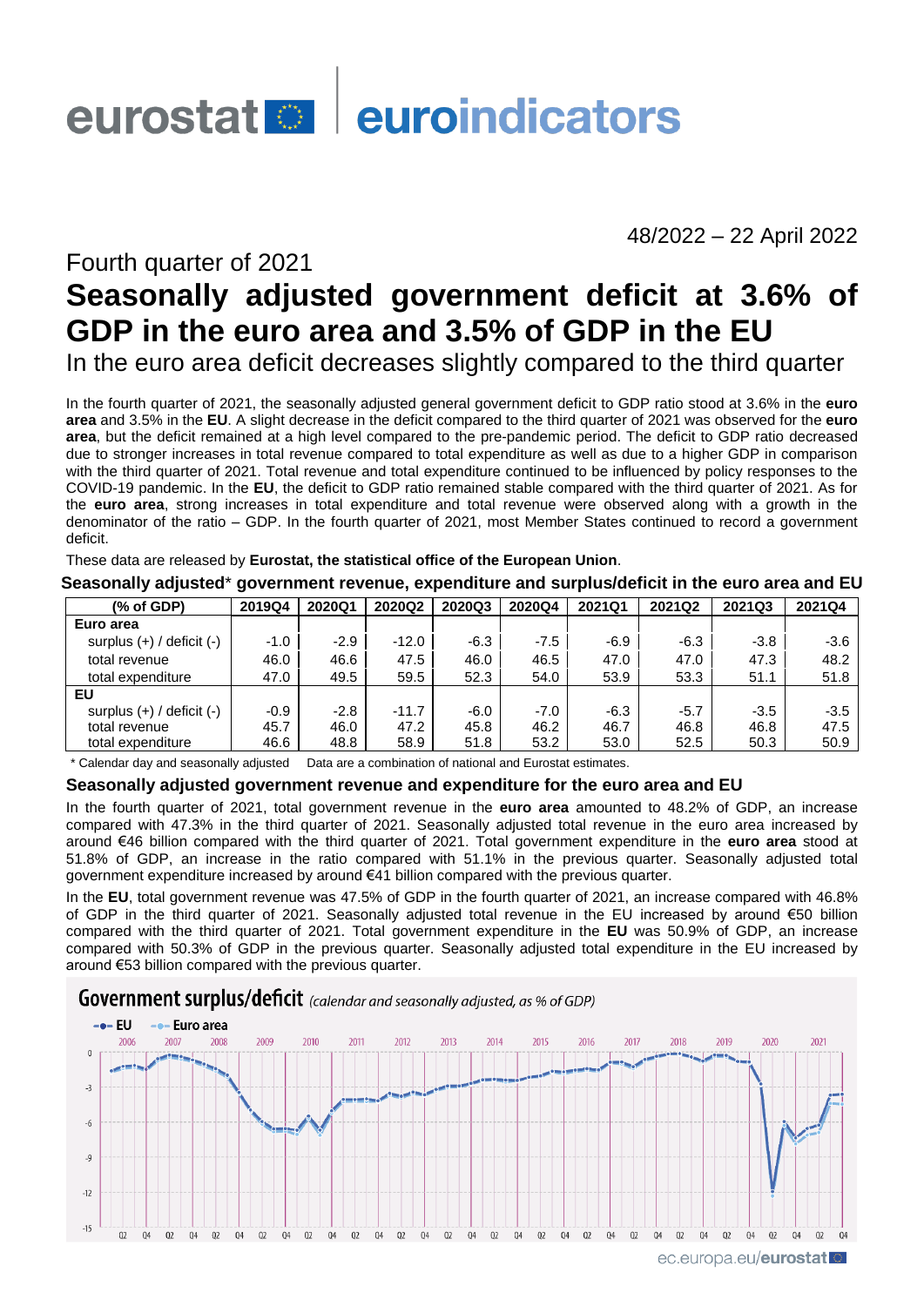eurostat | euroindicators

48/2022 – 22 April 2022

Fourth quarter of 2021

# Seasonally adjusted government deficit at 3.6% of GDP in the euro area and 3.5% of GDP in the EU

## In the euro area deficit decreases slightly compared to the third quarter

In the fourth quarter of 2021, the seasonally adjusted general government deficit to GDP ratio stood at 3.6% in the **euro area** and 3.5% in the **EU**. A slight decrease in the deficit compared to the third quarter of 2021 was observed for the **euro area**, but the deficit remained at a high level compared to the pre-pandemic period. The deficit to GDP ratio decreased due to stronger increases in total revenue compared to total expenditure as well as due to a higher GDP in comparison with the third quarter of 2021. Total revenue and total expenditure continued to be influenced by policy responses to the COVID-19 pandemic. In the **EU**, the deficit to GDP ratio remained stable compared with the third quarter of 2021. As for the **euro area**, strong increases in total expenditure and total revenue were observed along with a growth in the denominator of the ratio – GDP. In the fourth quarter of 2021, most Member States continued to record a government deficit.

These data are released by **Eurostat, the statistical office of the European Union**.

### Seasonally adjusted* government revenue, expenditure and surplus/deficit in the euro area and EU

| (% of GDP) | 2019Q4 | 2020Q1 | 2020Q2 | 2020Q3 | 2020Q4 | 2021Q1 | 2021Q2 | 2021Q3 | 2021Q4 |
|---|---|---|---|---|---|---|---|---|---|
| **Euro area** | | | | | | | | | |
| surplus (+) / deficit (-) | -1.0 | -2.9 | -12.0 | -6.3 | -7.5 | -6.9 | -6.3 | -3.8 | -3.6 |
| total revenue | 46.0 | 46.6 | 47.5 | 46.0 | 46.5 | 47.0 | 47.0 | 47.3 | 48.2 |
| total expenditure | 47.0 | 49.5 | 59.5 | 52.3 | 54.0 | 53.9 | 53.3 | 51.1 | 51.8 |
| **EU** | | | | | | | | | |
| surplus (+) / deficit (-) | -0.9 | -2.8 | -11.7 | -6.0 | -7.0 | -6.3 | -5.7 | -3.5 | -3.5 |
| total revenue | 45.7 | 46.0 | 47.2 | 45.8 | 46.2 | 46.7 | 46.8 | 46.8 | 47.5 |
| total expenditure | 46.6 | 48.8 | 58.9 | 51.8 | 53.2 | 53.0 | 52.5 | 50.3 | 50.9 |

\* Calendar day and seasonally adjusted    Data are a combination of national and Eurostat estimates.

### Seasonally adjusted government revenue and expenditure for the euro area and EU

In the fourth quarter of 2021, total government revenue in the **euro area** amounted to 48.2% of GDP, an increase compared with 47.3% in the third quarter of 2021. Seasonally adjusted total revenue in the euro area increased by around €46 billion compared with the third quarter of 2021. Total government expenditure in the **euro area** stood at 51.8% of GDP, an increase compared with 51.1% in the previous quarter. Seasonally adjusted total government expenditure increased by around €41 billion compared with the previous quarter.

In the **EU**, total government revenue was 47.5% of GDP in the fourth quarter of 2021, an increase compared with 46.8% of GDP in the third quarter of 2021. Seasonally adjusted total revenue in the EU increased by around €50 billion compared with the third quarter of 2021. Total government expenditure in the **EU** was 50.9% of GDP, an increase compared with 50.3% of GDP in the previous quarter. Seasonally adjusted total expenditure in the EU increased by around €53 billion compared with the previous quarter.

**Government surplus/deficit** *(calendar and seasonally adjusted, as % of GDP)*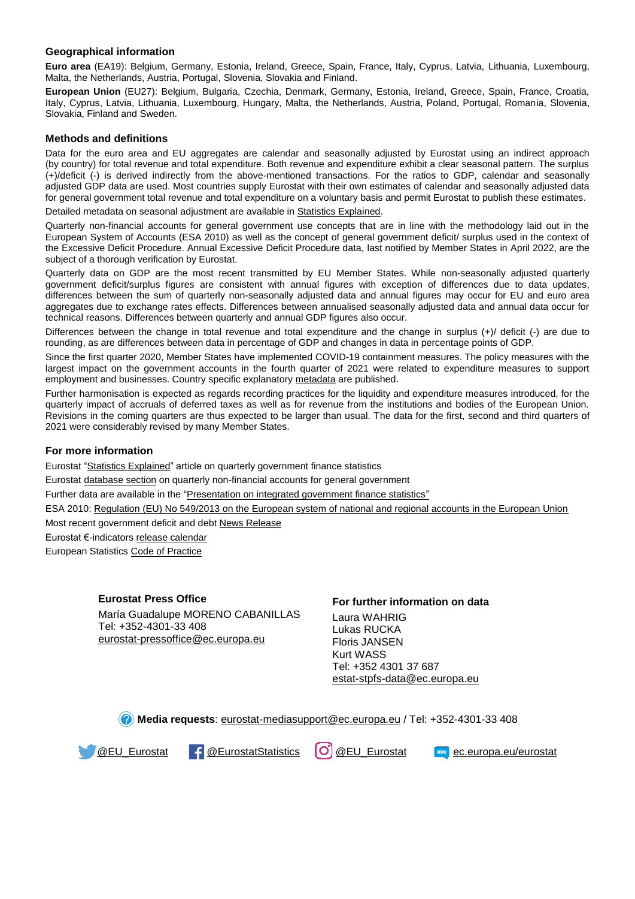## Geographical information

**Euro area** (EA19): Belgium, Germany, Estonia, Ireland, Greece, Spain, France, Italy, Cyprus, Latvia, Lithuania, Luxembourg, Malta, the Netherlands, Austria, Portugal, Slovenia, Slovakia and Finland.

**European Union** (EU27): Belgium, Bulgaria, Czechia, Denmark, Germany, Estonia, Ireland, Greece, Spain, France, Croatia, Italy, Cyprus, Latvia, Lithuania, Luxembourg, Hungary, Malta, the Netherlands, Austria, Poland, Portugal, Romania, Slovenia, Slovakia, Finland and Sweden.

## Methods and definitions

Data for the euro area and EU aggregates are calendar and seasonally adjusted by Eurostat using an indirect approach (by country) for total revenue and total expenditure. Both revenue and expenditure exhibit a clear seasonal pattern. The surplus (+)/deficit (-) is derived indirectly from the above-mentioned transactions. For the ratios to GDP, calendar and seasonally adjusted GDP data are used. Most countries supply Eurostat with their own estimates of calendar and seasonally adjusted data for general government total revenue and total expenditure on a voluntary basis and permit Eurostat to publish these estimates.

Detailed metadata on seasonal adjustment are available in Statistics Explained.

Quarterly non-financial accounts for general government use concepts that are in line with the methodology laid out in the European System of Accounts (ESA 2010) as well as the concept of general government deficit/ surplus used in the context of the Excessive Deficit Procedure. Annual Excessive Deficit Procedure data, last notified by Member States in April 2022, are the subject of a thorough verification by Eurostat.

Quarterly data on GDP are the most recent transmitted by EU Member States. While non-seasonally adjusted quarterly government deficit/surplus figures are consistent with annual figures with exception of differences due to data updates, differences between the sum of quarterly non-seasonally adjusted data and annual figures may occur for EU and euro area aggregates due to exchange rates effects. Differences between annualised seasonally adjusted data and annual data occur for technical reasons. Differences between quarterly and annual GDP figures also occur.

Differences between the change in total revenue and total expenditure and the change in surplus (+)/ deficit (-) are due to rounding, as are differences between data in percentage of GDP and changes in data in percentage points of GDP.

Since the first quarter 2020, Member States have implemented COVID-19 containment measures. The policy measures with the largest impact on the government accounts in the fourth quarter of 2021 were related to expenditure measures to support employment and businesses. Country specific explanatory metadata are published.

Further harmonisation is expected as regards recording practices for the liquidity and expenditure measures introduced, for the quarterly impact of accruals of deferred taxes as well as for revenue from the institutions and bodies of the European Union. Revisions in the coming quarters are thus expected to be larger than usual. The data for the first, second and third quarters of 2021 were considerably revised by many Member States.

## For more information

Eurostat "Statistics Explained" article on quarterly government finance statistics

Eurostat database section on quarterly non-financial accounts for general government

Further data are available in the "Presentation on integrated government finance statistics"

ESA 2010: Regulation (EU) No 549/2013 on the European system of national and regional accounts in the European Union

Most recent government deficit and debt News Release

Eurostat €-indicators release calendar

European Statistics Code of Practice

**Eurostat Press Office**

María Guadalupe MORENO CABANILLAS
Tel: +352-4301-33 408
eurostat-pressoffice@ec.europa.eu

**For further information on data**

Laura WAHRIG
Lukas RUCKA
Floris JANSEN
Kurt WASS
Tel: +352 4301 37 687
estat-stpfs-data@ec.europa.eu

**Media requests**: eurostat-mediasupport@ec.europa.eu / Tel: +352-4301-33 408

@EU_Eurostat @EurostatStatistics @EU_Eurostat ec.europa.eu/eurostat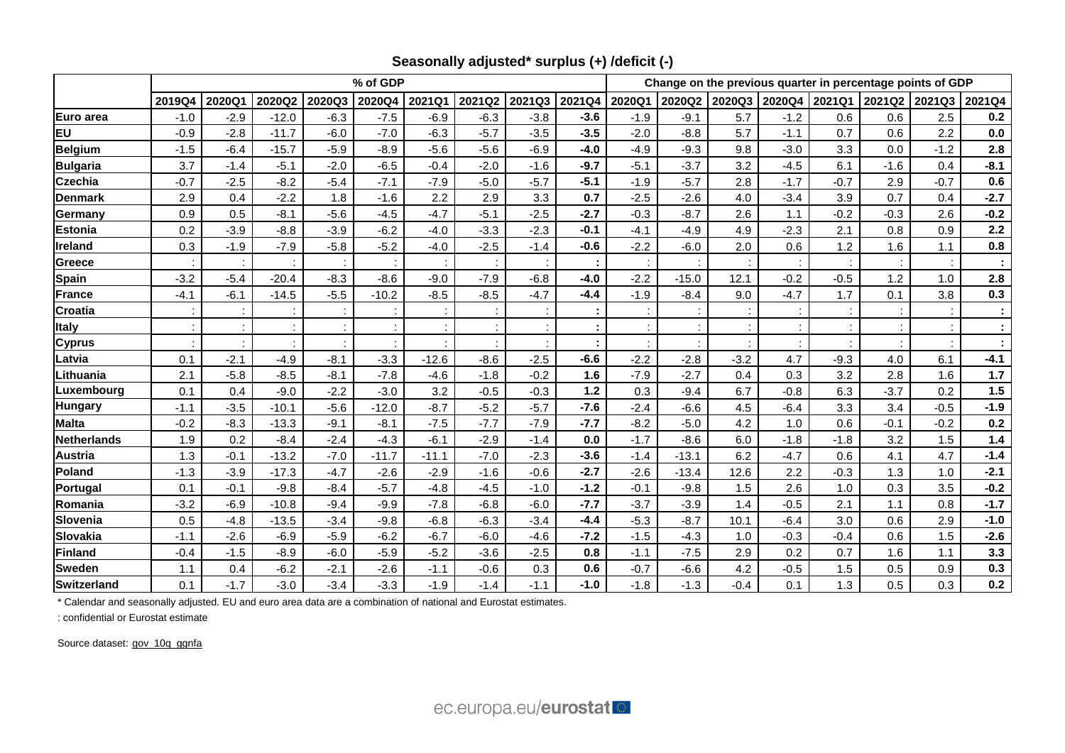## Seasonally adjusted* surplus (+) /deficit (-)

| | % of GDP | | | | | | | | | Change on the previous quarter in percentage points of GDP | | | | | | | |
|---|---|---|---|---|---|---|---|---|---|---|---|---|---|---|---|---|---|
| | 2019Q4 | 2020Q1 | 2020Q2 | 2020Q3 | 2020Q4 | 2021Q1 | 2021Q2 | 2021Q3 | 2021Q4 | 2020Q1 | 2020Q2 | 2020Q3 | 2020Q4 | 2021Q1 | 2021Q2 | 2021Q3 | 2021Q4 |
| **Euro area** | -1.0 | -2.9 | -12.0 | -6.3 | -7.5 | -6.9 | -6.3 | -3.8 | **-3.6** | -1.9 | -9.1 | 5.7 | -1.2 | 0.6 | 0.6 | 2.5 | **0.2** |
| **EU** | -0.9 | -2.8 | -11.7 | -6.0 | -7.0 | -6.3 | -5.7 | -3.5 | **-3.5** | -2.0 | -8.8 | 5.7 | -1.1 | 0.7 | 0.6 | 2.2 | **0.0** |
| **Belgium** | -1.5 | -6.4 | -15.7 | -5.9 | -8.9 | -5.6 | -5.6 | -6.9 | **-4.0** | -4.9 | -9.3 | 9.8 | -3.0 | 3.3 | 0.0 | -1.2 | **2.8** |
| **Bulgaria** | 3.7 | -1.4 | -5.1 | -2.0 | -6.5 | -0.4 | -2.0 | -1.6 | **-9.7** | -5.1 | -3.7 | 3.2 | -4.5 | 6.1 | -1.6 | 0.4 | **-8.1** |
| **Czechia** | -0.7 | -2.5 | -8.2 | -5.4 | -7.1 | -7.9 | -5.0 | -5.7 | **-5.1** | -1.9 | -5.7 | 2.8 | -1.7 | -0.7 | 2.9 | -0.7 | **0.6** |
| **Denmark** | 2.9 | 0.4 | -2.2 | 1.8 | -1.6 | 2.2 | 2.9 | 3.3 | **0.7** | -2.5 | -2.6 | 4.0 | -3.4 | 3.9 | 0.7 | 0.4 | **-2.7** |
| **Germany** | 0.9 | 0.5 | -8.1 | -5.6 | -4.5 | -4.7 | -5.1 | -2.5 | **-2.7** | -0.3 | -8.7 | 2.6 | 1.1 | -0.2 | -0.3 | 2.6 | **-0.2** |
| **Estonia** | 0.2 | -3.9 | -8.8 | -3.9 | -6.2 | -4.0 | -3.3 | -2.3 | **-0.1** | -4.1 | -4.9 | 4.9 | -2.3 | 2.1 | 0.8 | 0.9 | **2.2** |
| **Ireland** | 0.3 | -1.9 | -7.9 | -5.8 | -5.2 | -4.0 | -2.5 | -1.4 | **-0.6** | -2.2 | -6.0 | 2.0 | 0.6 | 1.2 | 1.6 | 1.1 | **0.8** |
| **Greece** | : | : | : | : | : | : | : | : | **:** | : | : | : | : | : | : | : | **:** |
| **Spain** | -3.2 | -5.4 | -20.4 | -8.3 | -8.6 | -9.0 | -7.9 | -6.8 | **-4.0** | -2.2 | -15.0 | 12.1 | -0.2 | -0.5 | 1.2 | 1.0 | **2.8** |
| **France** | -4.1 | -6.1 | -14.5 | -5.5 | -10.2 | -8.5 | -8.5 | -4.7 | **-4.4** | -1.9 | -8.4 | 9.0 | -4.7 | 1.7 | 0.1 | 3.8 | **0.3** |
| **Croatia** | : | : | : | : | : | : | : | : | **:** | : | : | : | : | : | : | : | **:** |
| **Italy** | : | : | : | : | : | : | : | : | **:** | : | : | : | : | : | : | : | **:** |
| **Cyprus** | : | : | : | : | : | : | : | : | **:** | : | : | : | : | : | : | : | **:** |
| **Latvia** | 0.1 | -2.1 | -4.9 | -8.1 | -3.3 | -12.6 | -8.6 | -2.5 | **-6.6** | -2.2 | -2.8 | -3.2 | 4.7 | -9.3 | 4.0 | 6.1 | **-4.1** |
| **Lithuania** | 2.1 | -5.8 | -8.5 | -8.1 | -7.8 | -4.6 | -1.8 | -0.2 | **1.6** | -7.9 | -2.7 | 0.4 | 0.3 | 3.2 | 2.8 | 1.6 | **1.7** |
| **Luxembourg** | 0.1 | 0.4 | -9.0 | -2.2 | -3.0 | 3.2 | -0.5 | -0.3 | **1.2** | 0.3 | -9.4 | 6.7 | -0.8 | 6.3 | -3.7 | 0.2 | **1.5** |
| **Hungary** | -1.1 | -3.5 | -10.1 | -5.6 | -12.0 | -8.7 | -5.2 | -5.7 | **-7.6** | -2.4 | -6.6 | 4.5 | -6.4 | 3.3 | 3.4 | -0.5 | **-1.9** |
| **Malta** | -0.2 | -8.3 | -13.3 | -9.1 | -8.1 | -7.5 | -7.7 | -7.9 | **-7.7** | -8.2 | -5.0 | 4.2 | 1.0 | 0.6 | -0.1 | -0.2 | **0.2** |
| **Netherlands** | 1.9 | 0.2 | -8.4 | -2.4 | -4.3 | -6.1 | -2.9 | -1.4 | **0.0** | -1.7 | -8.6 | 6.0 | -1.8 | -1.8 | 3.2 | 1.5 | **1.4** |
| **Austria** | 1.3 | -0.1 | -13.2 | -7.0 | -11.7 | -11.1 | -7.0 | -2.3 | **-3.6** | -1.4 | -13.1 | 6.2 | -4.7 | 0.6 | 4.1 | 4.7 | **-1.4** |
| **Poland** | -1.3 | -3.9 | -17.3 | -4.7 | -2.6 | -2.9 | -1.6 | -0.6 | **-2.7** | -2.6 | -13.4 | 12.6 | 2.2 | -0.3 | 1.3 | 1.0 | **-2.1** |
| **Portugal** | 0.1 | -0.1 | -9.8 | -8.4 | -5.7 | -4.8 | -4.5 | -1.0 | **-1.2** | -0.1 | -9.8 | 1.5 | 2.6 | 1.0 | 0.3 | 3.5 | **-0.2** |
| **Romania** | -3.2 | -6.9 | -10.8 | -9.4 | -9.9 | -7.8 | -6.8 | -6.0 | **-7.7** | -3.7 | -3.9 | 1.4 | -0.5 | 2.1 | 1.1 | 0.8 | **-1.7** |
| **Slovenia** | 0.5 | -4.8 | -13.5 | -3.4 | -9.8 | -6.8 | -6.3 | -3.4 | **-4.4** | -5.3 | -8.7 | 10.1 | -6.4 | 3.0 | 0.6 | 2.9 | **-1.0** |
| **Slovakia** | -1.1 | -2.6 | -6.9 | -5.9 | -6.2 | -6.7 | -6.0 | -4.6 | **-7.2** | -1.5 | -4.3 | 1.0 | -0.3 | -0.4 | 0.6 | 1.5 | **-2.6** |
| **Finland** | -0.4 | -1.5 | -8.9 | -6.0 | -5.9 | -5.2 | -3.6 | -2.5 | **0.8** | -1.1 | -7.5 | 2.9 | 0.2 | 0.7 | 1.6 | 1.1 | **3.3** |
| **Sweden** | 1.1 | 0.4 | -6.2 | -2.1 | -2.6 | -1.1 | -0.6 | 0.3 | **0.6** | -0.7 | -6.6 | 4.2 | -0.5 | 1.5 | 0.5 | 0.9 | **0.3** |
| **Switzerland** | 0.1 | -1.7 | -3.0 | -3.4 | -3.3 | -1.9 | -1.4 | -1.1 | **-1.0** | -1.8 | -1.3 | -0.4 | 0.1 | 1.3 | 0.5 | 0.3 | **0.2** |

* Calendar and seasonally adjusted. EU and euro area data are a combination of national and Eurostat estimates.

: confidential or Eurostat estimate

Source dataset: gov_10q_ggnfa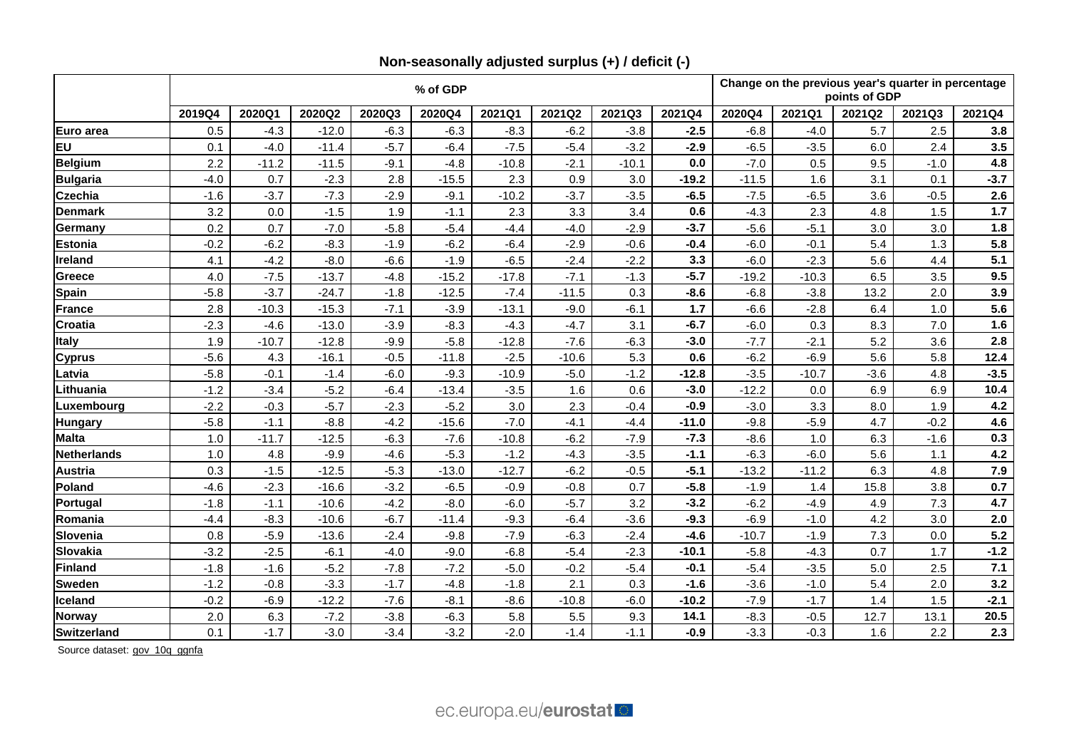## Non-seasonally adjusted surplus (+) / deficit (-)

| | % of GDP | | | | | | | | | Change on the previous year's quarter in percentage points of GDP | | | | |
|---|---|---|---|---|---|---|---|---|---|---|---|---|---|---|
| | 2019Q4 | 2020Q1 | 2020Q2 | 2020Q3 | 2020Q4 | 2021Q1 | 2021Q2 | 2021Q3 | 2021Q4 | 2020Q4 | 2021Q1 | 2021Q2 | 2021Q3 | 2021Q4 |
| **Euro area** | 0.5 | -4.3 | -12.0 | -6.3 | -6.3 | -8.3 | -6.2 | -3.8 | **-2.5** | -6.8 | -4.0 | 5.7 | 2.5 | **3.8** |
| **EU** | 0.1 | -4.0 | -11.4 | -5.7 | -6.4 | -7.5 | -5.4 | -3.2 | **-2.9** | -6.5 | -3.5 | 6.0 | 2.4 | **3.5** |
| **Belgium** | 2.2 | -11.2 | -11.5 | -9.1 | -4.8 | -10.8 | -2.1 | -10.1 | **0.0** | -7.0 | 0.5 | 9.5 | -1.0 | **4.8** |
| **Bulgaria** | -4.0 | 0.7 | -2.3 | 2.8 | -15.5 | 2.3 | 0.9 | 3.0 | **-19.2** | -11.5 | 1.6 | 3.1 | 0.1 | **-3.7** |
| **Czechia** | -1.6 | -3.7 | -7.3 | -2.9 | -9.1 | -10.2 | -3.7 | -3.5 | **-6.5** | -7.5 | -6.5 | 3.6 | -0.5 | **2.6** |
| **Denmark** | 3.2 | 0.0 | -1.5 | 1.9 | -1.1 | 2.3 | 3.3 | 3.4 | **0.6** | -4.3 | 2.3 | 4.8 | 1.5 | **1.7** |
| **Germany** | 0.2 | 0.7 | -7.0 | -5.8 | -5.4 | -4.4 | -4.0 | -2.9 | **-3.7** | -5.6 | -5.1 | 3.0 | 3.0 | **1.8** |
| **Estonia** | -0.2 | -6.2 | -8.3 | -1.9 | -6.2 | -6.4 | -2.9 | -0.6 | **-0.4** | -6.0 | -0.1 | 5.4 | 1.3 | **5.8** |
| **Ireland** | 4.1 | -4.2 | -8.0 | -6.6 | -1.9 | -6.5 | -2.4 | -2.2 | **3.3** | -6.0 | -2.3 | 5.6 | 4.4 | **5.1** |
| **Greece** | 4.0 | -7.5 | -13.7 | -4.8 | -15.2 | -17.8 | -7.1 | -1.3 | **-5.7** | -19.2 | -10.3 | 6.5 | 3.5 | **9.5** |
| **Spain** | -5.8 | -3.7 | -24.7 | -1.8 | -12.5 | -7.4 | -11.5 | 0.3 | **-8.6** | -6.8 | -3.8 | 13.2 | 2.0 | **3.9** |
| **France** | 2.8 | -10.3 | -15.3 | -7.1 | -3.9 | -13.1 | -9.0 | -6.1 | **1.7** | -6.6 | -2.8 | 6.4 | 1.0 | **5.6** |
| **Croatia** | -2.3 | -4.6 | -13.0 | -3.9 | -8.3 | -4.3 | -4.7 | 3.1 | **-6.7** | -6.0 | 0.3 | 8.3 | 7.0 | **1.6** |
| **Italy** | 1.9 | -10.7 | -12.8 | -9.9 | -5.8 | -12.8 | -7.6 | -6.3 | **-3.0** | -7.7 | -2.1 | 5.2 | 3.6 | **2.8** |
| **Cyprus** | -5.6 | 4.3 | -16.1 | -0.5 | -11.8 | -2.5 | -10.6 | 5.3 | **0.6** | -6.2 | -6.9 | 5.6 | 5.8 | **12.4** |
| **Latvia** | -5.8 | -0.1 | -1.4 | -6.0 | -9.3 | -10.9 | -5.0 | -1.2 | **-12.8** | -3.5 | -10.7 | -3.6 | 4.8 | **-3.5** |
| **Lithuania** | -1.2 | -3.4 | -5.2 | -6.4 | -13.4 | -3.5 | 1.6 | 0.6 | **-3.0** | -12.2 | 0.0 | 6.9 | 6.9 | **10.4** |
| **Luxembourg** | -2.2 | -0.3 | -5.7 | -2.3 | -5.2 | 3.0 | 2.3 | -0.4 | **-0.9** | -3.0 | 3.3 | 8.0 | 1.9 | **4.2** |
| **Hungary** | -5.8 | -1.1 | -8.8 | -4.2 | -15.6 | -7.0 | -4.1 | -4.4 | **-11.0** | -9.8 | -5.9 | 4.7 | -0.2 | **4.6** |
| **Malta** | 1.0 | -11.7 | -12.5 | -6.3 | -7.6 | -10.8 | -6.2 | -7.9 | **-7.3** | -8.6 | 1.0 | 6.3 | -1.6 | **0.3** |
| **Netherlands** | 1.0 | 4.8 | -9.9 | -4.6 | -5.3 | -1.2 | -4.3 | -3.5 | **-1.1** | -6.3 | -6.0 | 5.6 | 1.1 | **4.2** |
| **Austria** | 0.3 | -1.5 | -12.5 | -5.3 | -13.0 | -12.7 | -6.2 | -0.5 | **-5.1** | -13.2 | -11.2 | 6.3 | 4.8 | **7.9** |
| **Poland** | -4.6 | -2.3 | -16.6 | -3.2 | -6.5 | -0.9 | -0.8 | 0.7 | **-5.8** | -1.9 | 1.4 | 15.8 | 3.8 | **0.7** |
| **Portugal** | -1.8 | -1.1 | -10.6 | -4.2 | -8.0 | -6.0 | -5.7 | 3.2 | **-3.2** | -6.2 | -4.9 | 4.9 | 7.3 | **4.7** |
| **Romania** | -4.4 | -8.3 | -10.6 | -6.7 | -11.4 | -9.3 | -6.4 | -3.6 | **-9.3** | -6.9 | -1.0 | 4.2 | 3.0 | **2.0** |
| **Slovenia** | 0.8 | -5.9 | -13.6 | -2.4 | -9.8 | -7.9 | -6.3 | -2.4 | **-4.6** | -10.7 | -1.9 | 7.3 | 0.0 | **5.2** |
| **Slovakia** | -3.2 | -2.5 | -6.1 | -4.0 | -9.0 | -6.8 | -5.4 | -2.3 | **-10.1** | -5.8 | -4.3 | 0.7 | 1.7 | **-1.2** |
| **Finland** | -1.8 | -1.6 | -5.2 | -7.8 | -7.2 | -5.0 | -0.2 | -5.4 | **-0.1** | -5.4 | -3.5 | 5.0 | 2.5 | **7.1** |
| **Sweden** | -1.2 | -0.8 | -3.3 | -1.7 | -4.8 | -1.8 | 2.1 | 0.3 | **-1.6** | -3.6 | -1.0 | 5.4 | 2.0 | **3.2** |
| **Iceland** | -0.2 | -6.9 | -12.2 | -7.6 | -8.1 | -8.6 | -10.8 | -6.0 | **-10.2** | -7.9 | -1.7 | 1.4 | 1.5 | **-2.1** |
| **Norway** | 2.0 | 6.3 | -7.2 | -3.8 | -6.3 | 5.8 | 5.5 | 9.3 | **14.1** | -8.3 | -0.5 | 12.7 | 13.1 | **20.5** |
| **Switzerland** | 0.1 | -1.7 | -3.0 | -3.4 | -3.2 | -2.0 | -1.4 | -1.1 | **-0.9** | -3.3 | -0.3 | 1.6 | 2.2 | **2.3** |

Source dataset: gov_10q_ggnfa

ec.europa.eu/eurostat